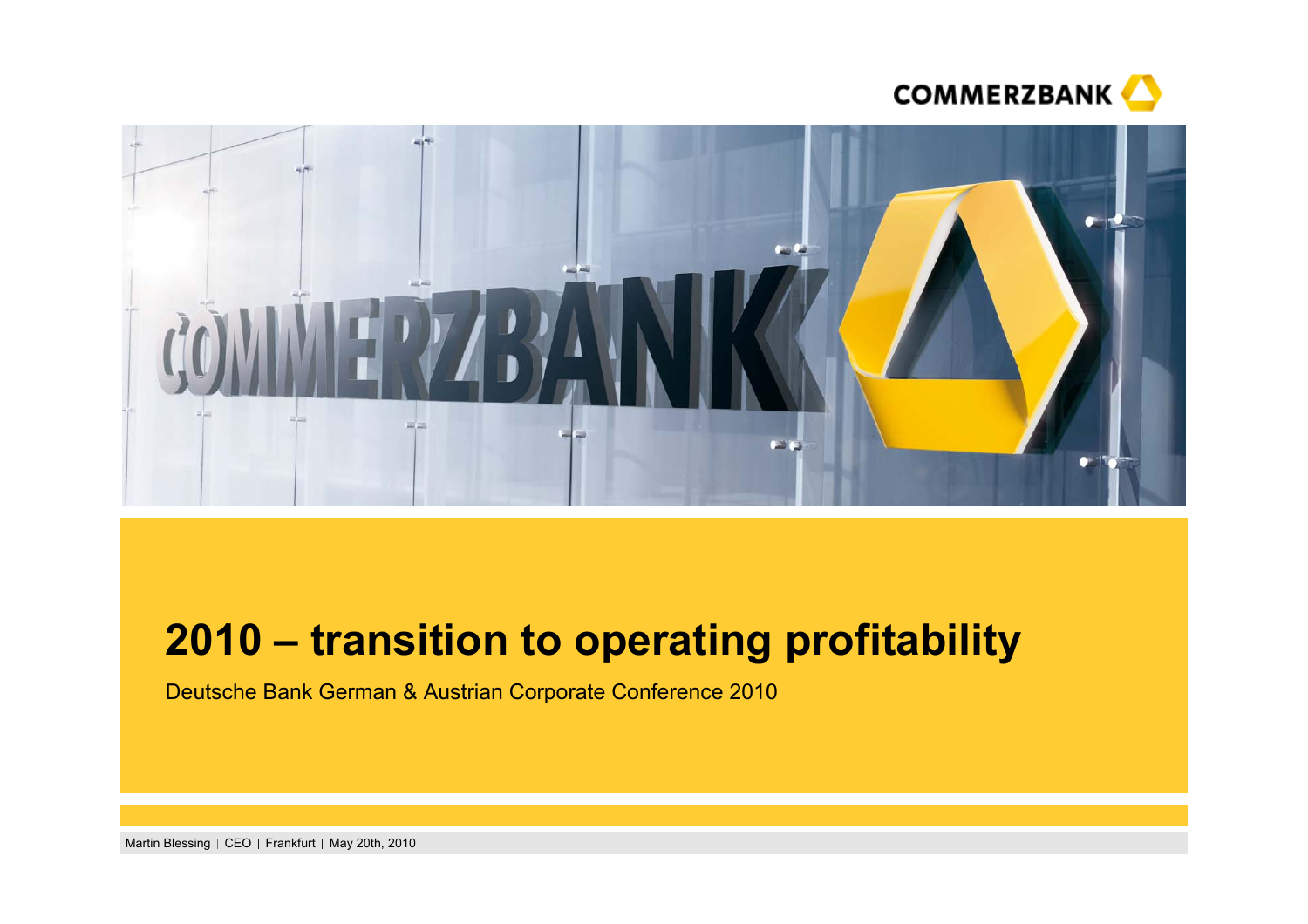# 2010 – transition to operating profitability

Deutsche Bank German & Austrian Corporate Conference 2010

Martin Blessing | CEO | Frankfurt | May 20th, 2010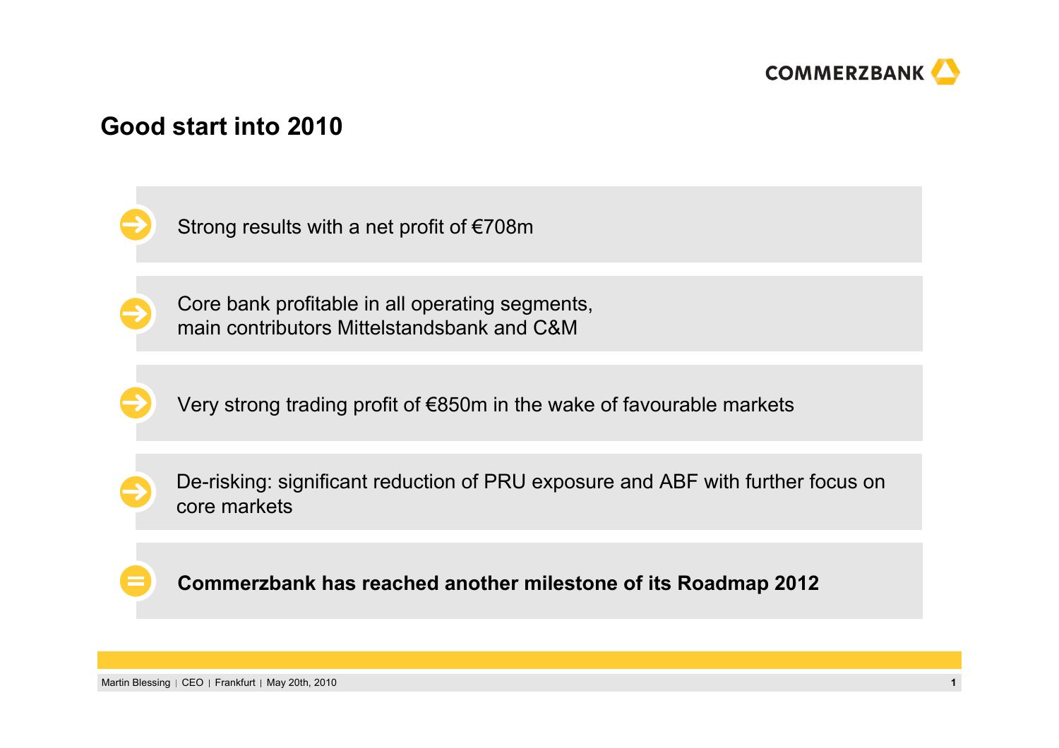## Good start into 2010

- Strong results with a net profit of €708m
- Core bank profitable in all operating segments, main contributors Mittelstandsbank and C&M
- Very strong trading profit of €850m in the wake of favourable markets
- De-risking: significant reduction of PRU exposure and ABF with further focus on core markets

= **Commerzbank has reached another milestone of its Roadmap 2012**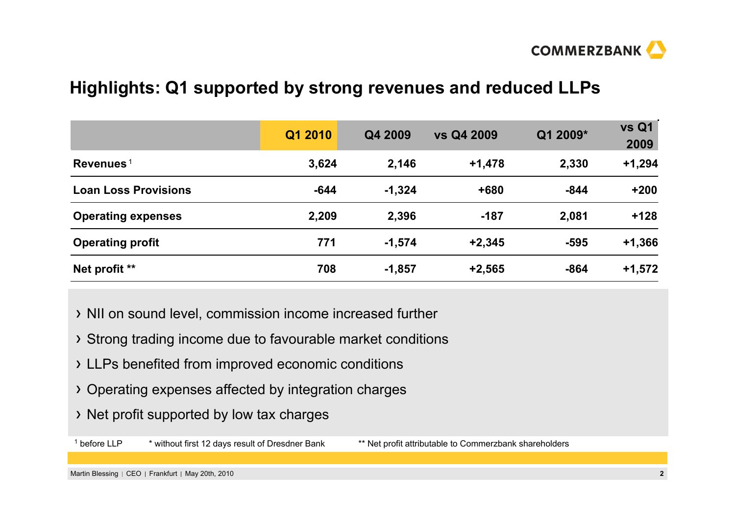## Highlights: Q1 supported by strong revenues and reduced LLPs

| | Q1 2010 | Q4 2009 | vs Q4 2009 | Q1 2009* | vs Q1 2009 |
|---|---|---|---|---|---|
| **Revenues** [1] | **3,624** | **2,146** | **+1,478** | **2,330** | **+1,294** |
| **Loan Loss Provisions** | **-644** | **-1,324** | **+680** | **-844** | **+200** |
| **Operating expenses** | **2,209** | **2,396** | **-187** | **2,081** | **+128** |
| **Operating profit** | **771** | **-1,574** | **+2,345** | **-595** | **+1,366** |
| **Net profit \*\*** | **708** | **-1,857** | **+2,565** | **-864** | **+1,572** |

- NII on sound level, commission income increased further
- Strong trading income due to favourable market conditions
- LLPs benefited from improved economic conditions
- Operating expenses affected by integration charges
- Net profit supported by low tax charges

[1] before LLP    * without first 12 days result of Dresdner Bank    ** Net profit attributable to Commerzbank shareholders

Martin Blessing | CEO | Frankfurt | May 20th, 2010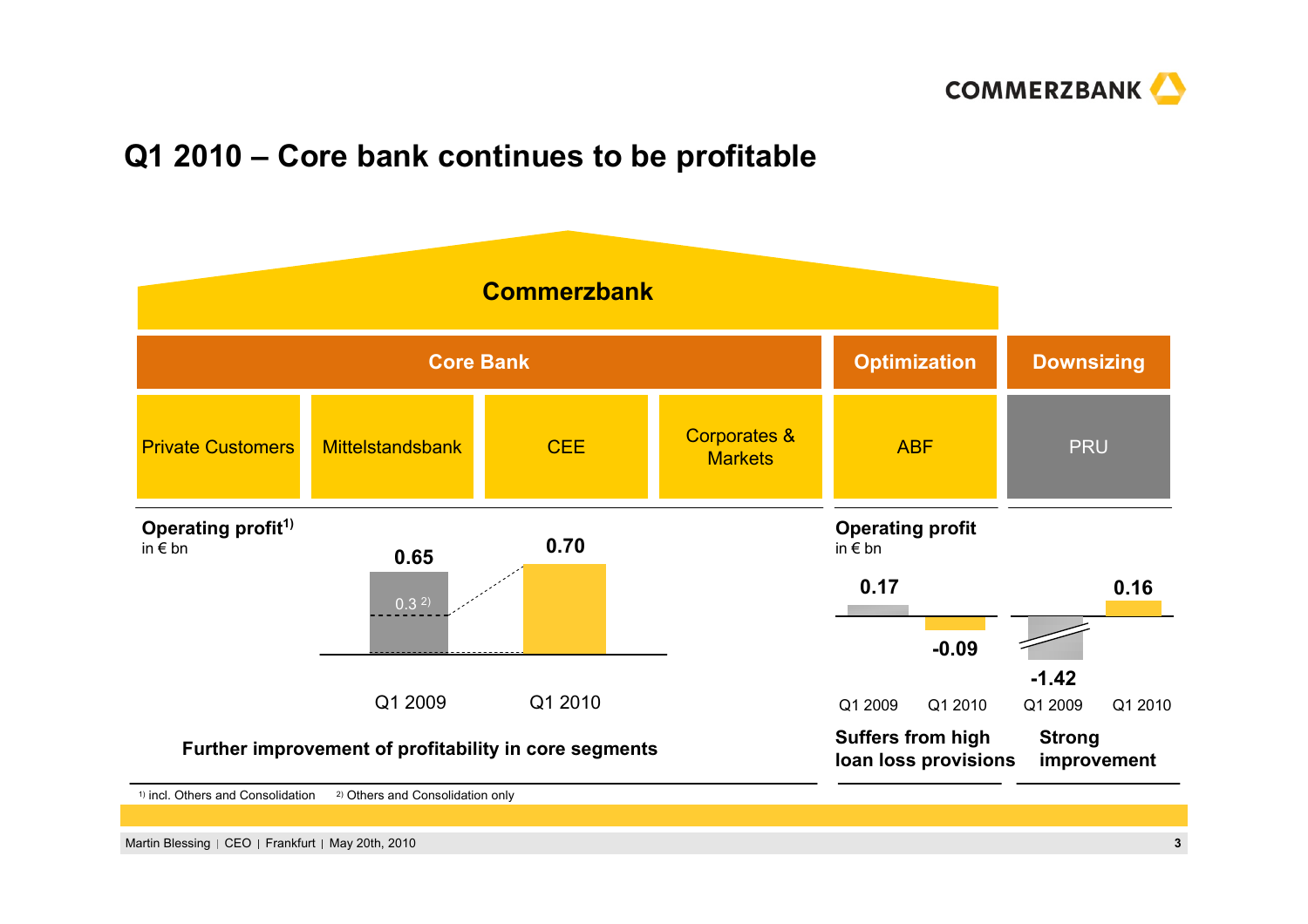# Q1 2010 – Core bank continues to be profitable

**Commerzbank**

**Core Bank** | **Optimization** | **Downsizing**

Private Customers | Mittelstandsbank | CEE | Corporates & Markets | ABF | PRU

**Operating profit**[1)]
in € bn

0.65
0.3 [2)]
0.70

Q1 2009
Q1 2010

**Further improvement of profitability in core segments**

**Operating profit**
in € bn

0.17
-0.09
-1.42
0.16

Q1 2009
Q1 2010
Q1 2009
Q1 2010

**Suffers from high loan loss provisions**

**Strong improvement**

1) incl. Others and Consolidation
2) Others and Consolidation only

Martin Blessing | CEO | Frankfurt | May 20th, 2010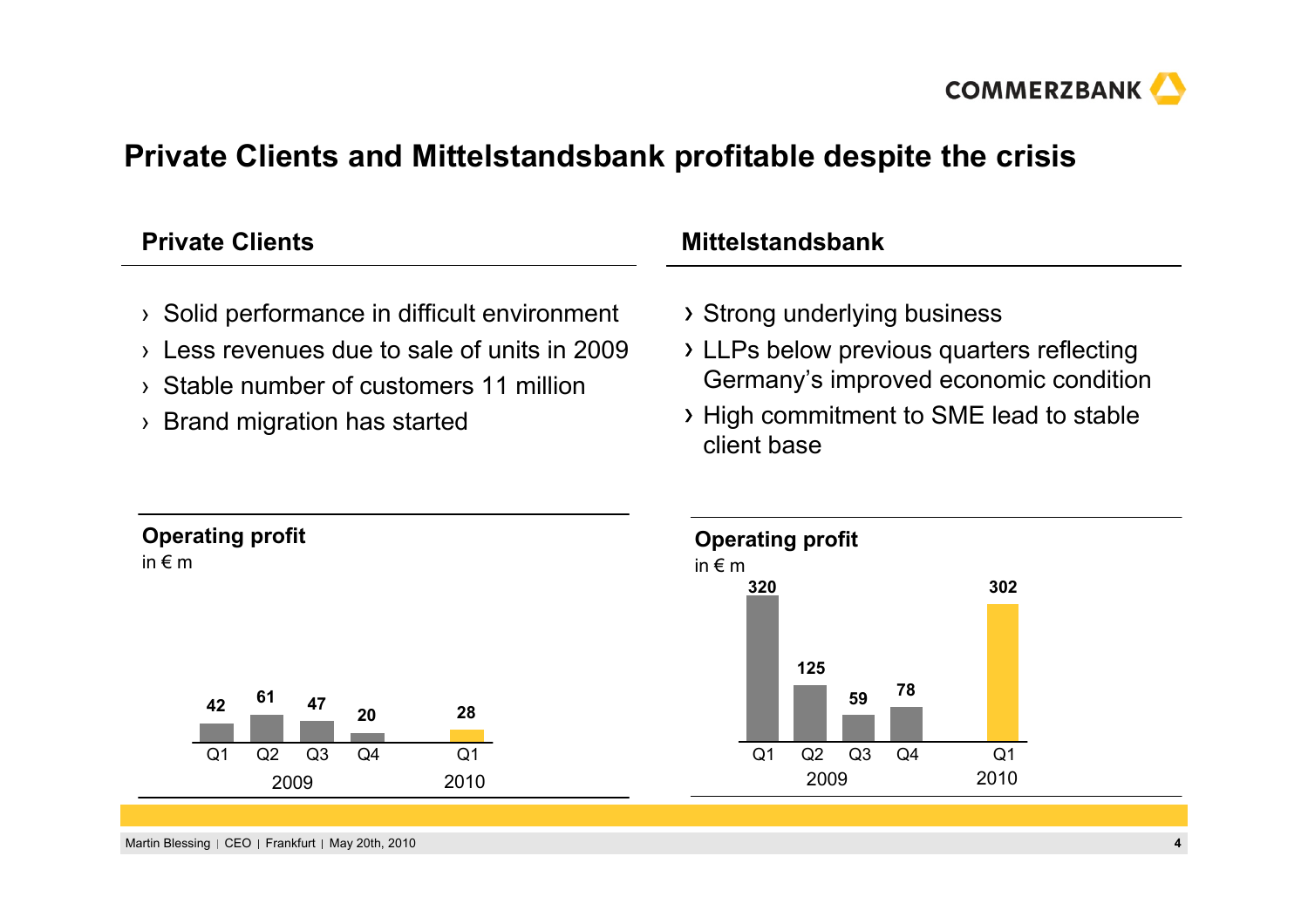# Private Clients and Mittelstandsbank profitable despite the crisis

## Private Clients

- Solid performance in difficult environment
- Less revenues due to sale of units in 2009
- Stable number of customers 11 million
- Brand migration has started

**Operating profit**
in € m

42
61
47
20
28

Q1 Q2 Q3 Q4 Q1
2009 2010

## Mittelstandsbank

- Strong underlying business
- LLPs below previous quarters reflecting Germany's improved economic condition
- High commitment to SME lead to stable client base

**Operating profit**
in € m

320
125
59
78
302

Q1 Q2 Q3 Q4 Q1
2009 2010

Martin Blessing | CEO | Frankfurt | May 20th, 2010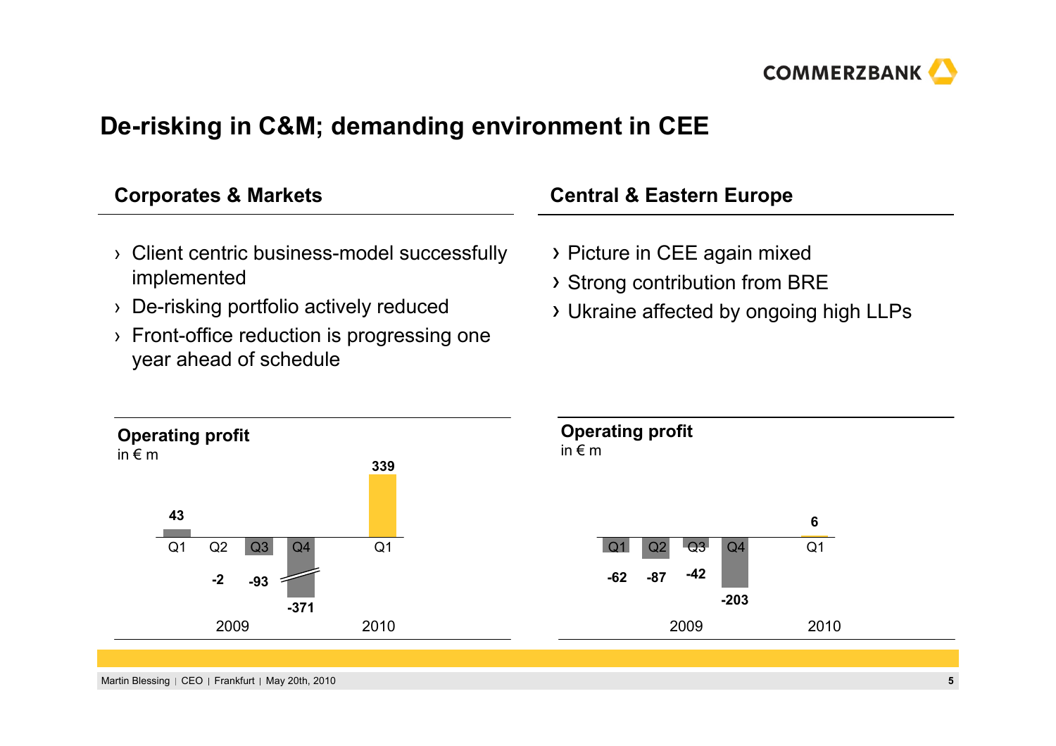# De-risking in C&M; demanding environment in CEE

## Corporates & Markets

- Client centric business-model successfully implemented
- De-risking portfolio actively reduced
- Front-office reduction is progressing one year ahead of schedule

**Operating profit**
in € m

43
-2
-93
-371
339

Q1 Q2 Q3 Q4 Q1

2009 2010

## Central & Eastern Europe

- Picture in CEE again mixed
- Strong contribution from BRE
- Ukraine affected by ongoing high LLPs

**Operating profit**
in € m

-62
-87
-42
-203
6

Q1 Q2 Q3 Q4 Q1

2009 2010

Martin Blessing | CEO | Frankfurt | May 20th, 2010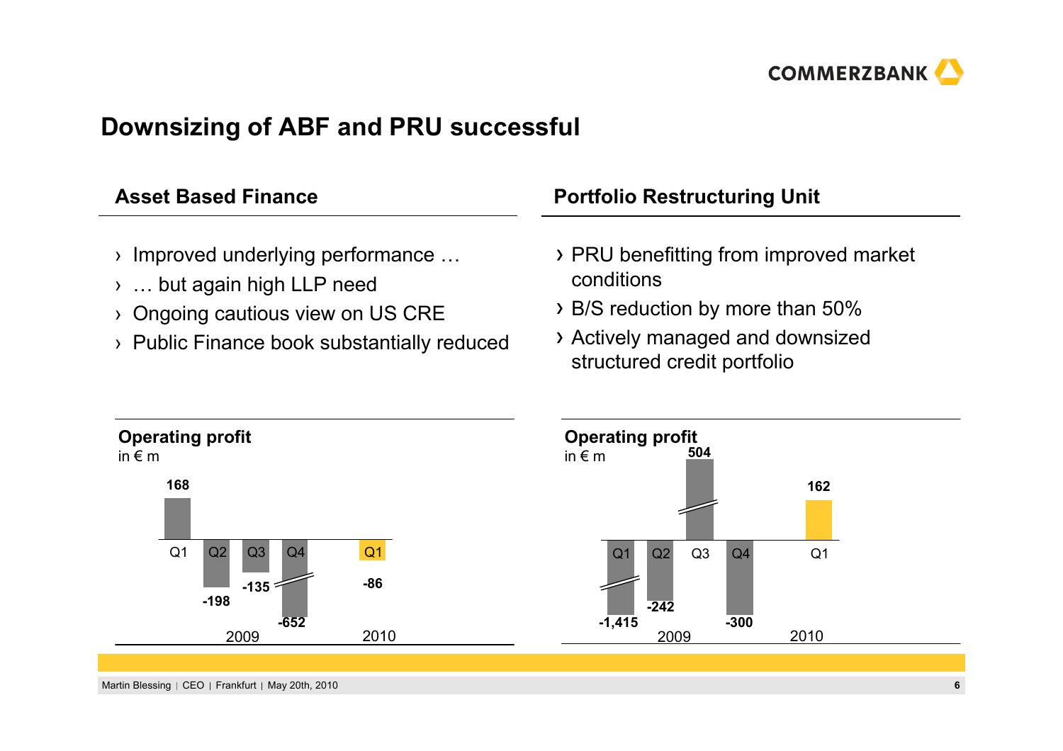# Downsizing of ABF and PRU successful

## Asset Based Finance

- Improved underlying performance …
- … but again high LLP need
- Ongoing cautious view on US CRE
- Public Finance book substantially reduced

**Operating profit**
in € m

168
Q1
Q2
Q3
Q4
Q1
-198
-135
-652
-86
2009
2010

## Portfolio Restructuring Unit

- PRU benefitting from improved market conditions
- B/S reduction by more than 50%
- Actively managed and downsized structured credit portfolio

**Operating profit**
in € m

504
162
Q1
Q2
Q3
Q4
Q1
-1,415
-242
-300
2009
2010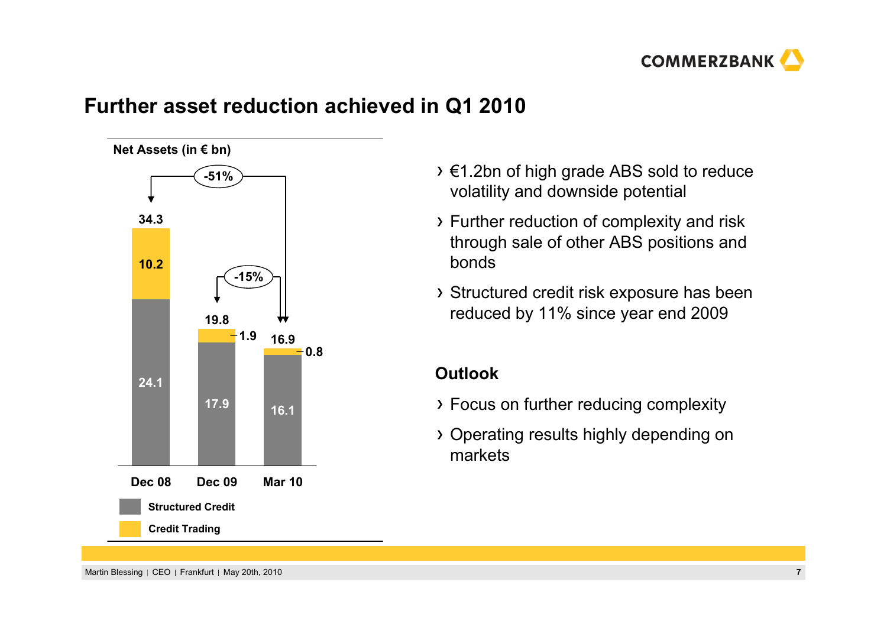# Further asset reduction achieved in Q1 2010

**Net Assets (in € bn)**

-51%

-15%

34.3

10.2

24.1

19.8

1.9

17.9

16.9

0.8

16.1

Dec 08

Dec 09

Mar 10

Structured Credit

Credit Trading

- €1.2bn of high grade ABS sold to reduce volatility and downside potential
- Further reduction of complexity and risk through sale of other ABS positions and bonds
- Structured credit risk exposure has been reduced by 11% since year end 2009

## Outlook

- Focus on further reducing complexity
- Operating results highly depending on markets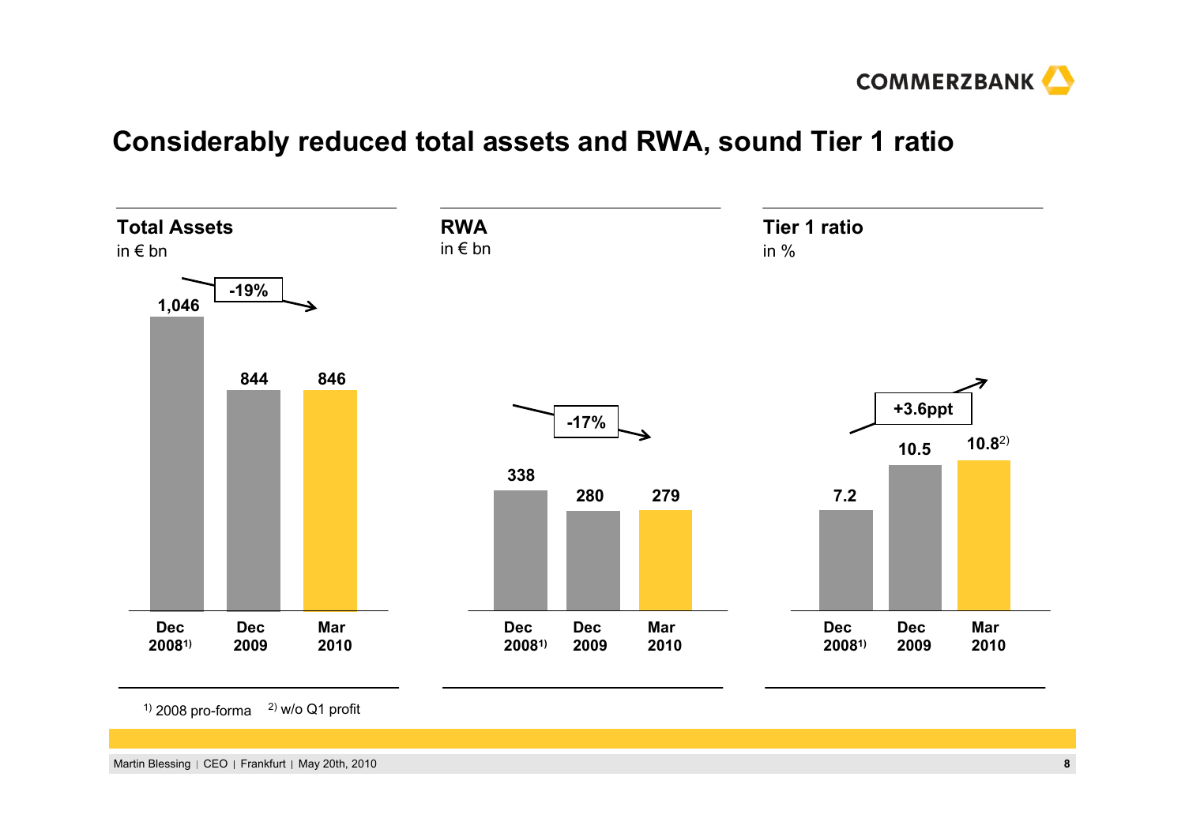# Considerably reduced total assets and RWA, sound Tier 1 ratio

## Total Assets
in € bn

-19%

1,046
844
846

Dec 2008[1)]
Dec 2009
Mar 2010

## RWA
in € bn

-17%

338
280
279

Dec 2008[1)]
Dec 2009
Mar 2010

## Tier 1 ratio
in %

+3.6ppt

7.2
10.5
10.8[2)]

Dec 2008[1)]
Dec 2009
Mar 2010

[1)] 2008 pro-forma [2)] w/o Q1 profit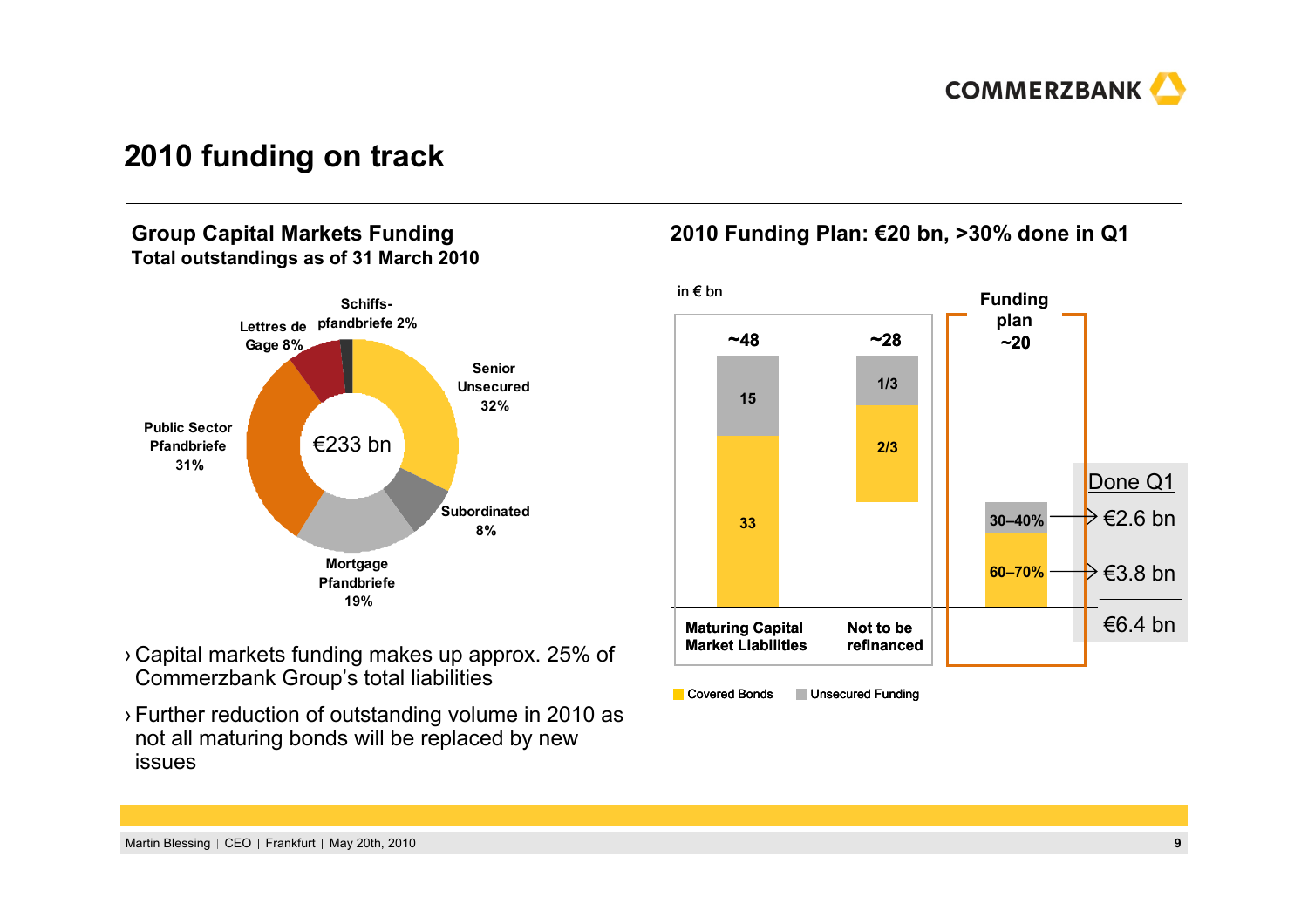# 2010 funding on track

## Group Capital Markets Funding

**Total outstandings as of 31 March 2010**

€233 bn

Senior Unsecured 32%

Subordinated 8%

Mortgage Pfandbriefe 19%

Public Sector Pfandbriefe 31%

Lettres de Gage 8%

Schiffs-pfandbriefe 2%

- Capital markets funding makes up approx. 25% of Commerzbank Group's total liabilities
- Further reduction of outstanding volume in 2010 as not all maturing bonds will be replaced by new issues

## 2010 Funding Plan: €20 bn, >30% done in Q1

in € bn

~48

15

33

Maturing Capital Market Liabilities

~28

1/3

2/3

Not to be refinanced

Funding plan ~20

30–40%

60–70%

Done Q1

€2.6 bn

€3.8 bn

€6.4 bn

Covered Bonds

Unsecured Funding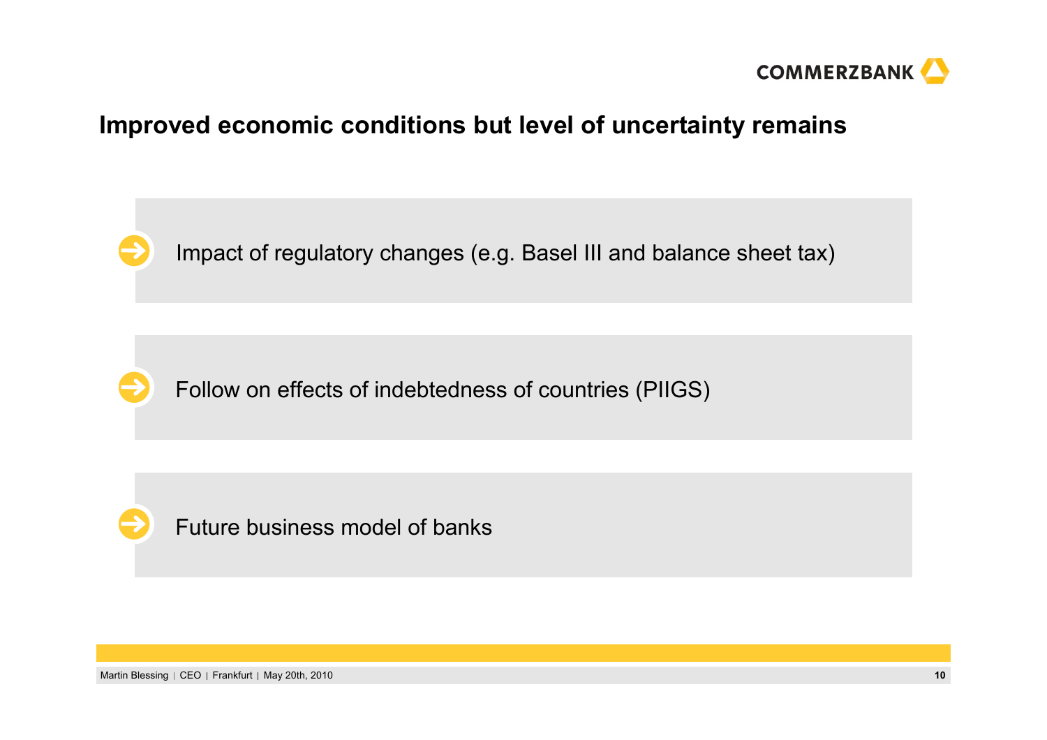## Improved economic conditions but level of uncertainty remains

- Impact of regulatory changes (e.g. Basel III and balance sheet tax)
- Follow on effects of indebtedness of countries (PIIGS)
- Future business model of banks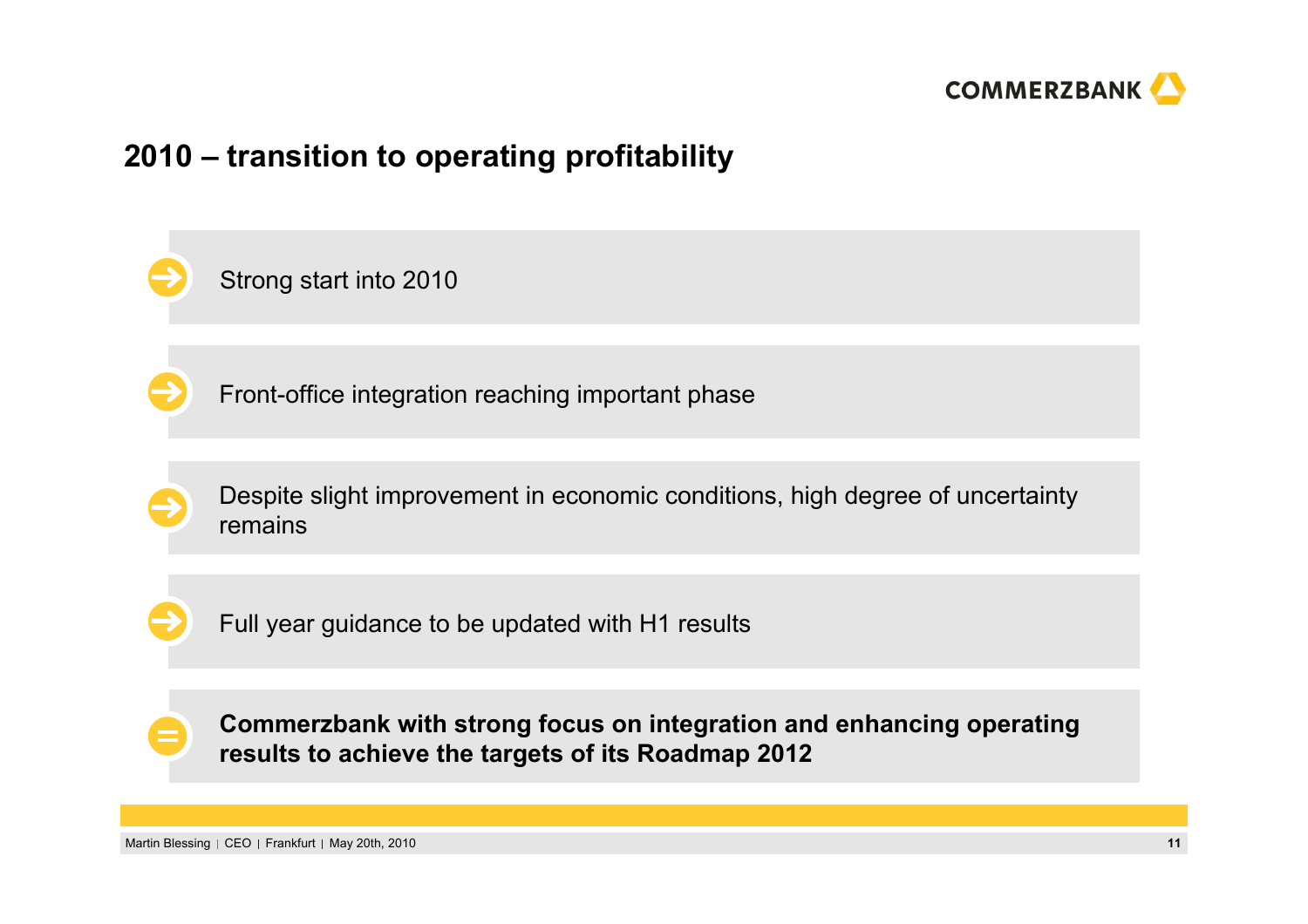## 2010 – transition to operating profitability

- Strong start into 2010
- Front-office integration reaching important phase
- Despite slight improvement in economic conditions, high degree of uncertainty remains
- Full year guidance to be updated with H1 results

**Commerzbank with strong focus on integration and enhancing operating results to achieve the targets of its Roadmap 2012**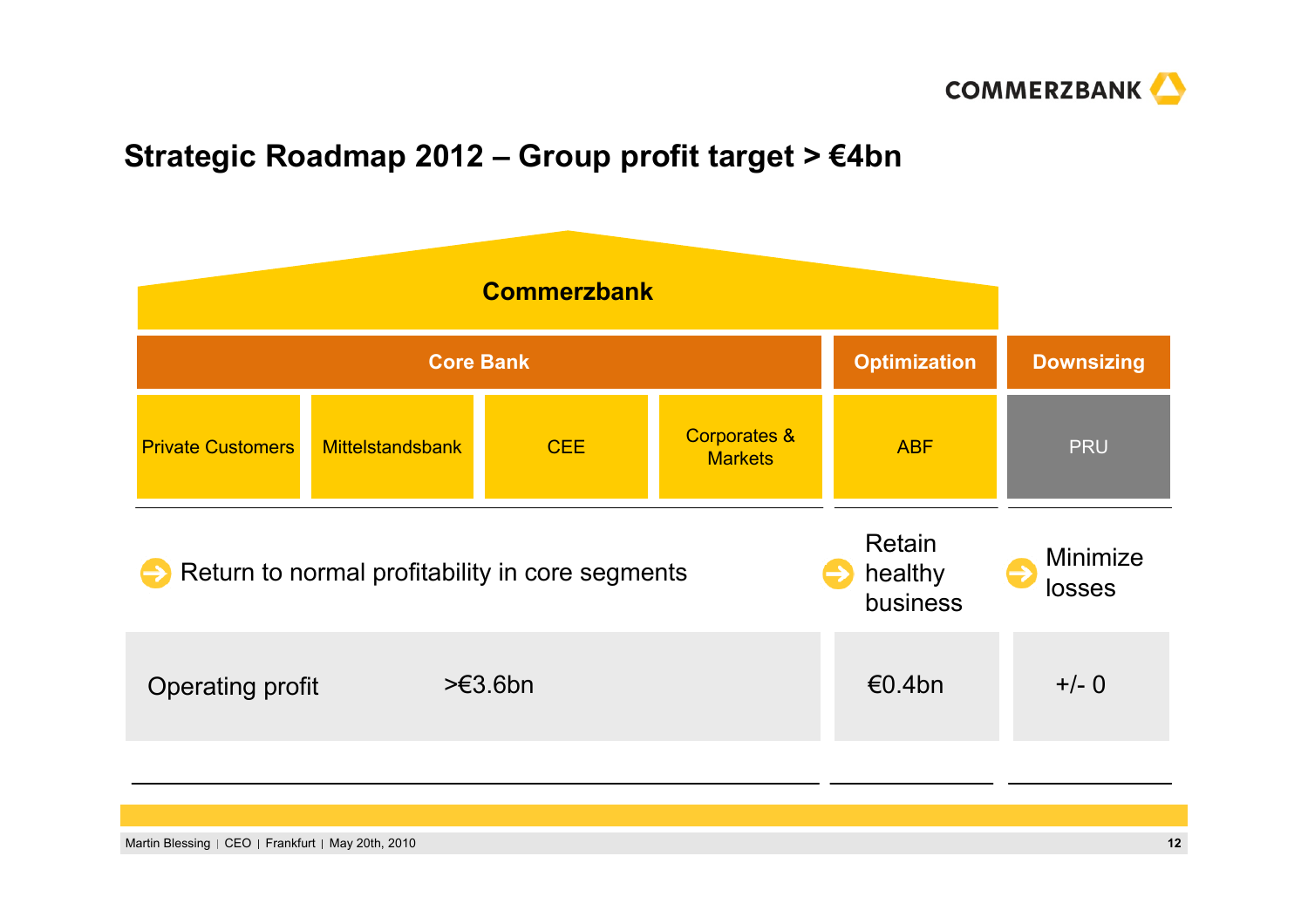# Strategic Roadmap 2012 – Group profit target > €4bn

**Commerzbank**

| Core Bank | | | | Optimization | Downsizing |
|---|---|---|---|---|---|
| Private Customers | Mittelstandsbank | CEE | Corporates & Markets | ABF | PRU |
| Return to normal profitability in core segments | | | | Retain healthy business | Minimize losses |
| Operating profit >€3.6bn | | | | €0.4bn | +/- 0 |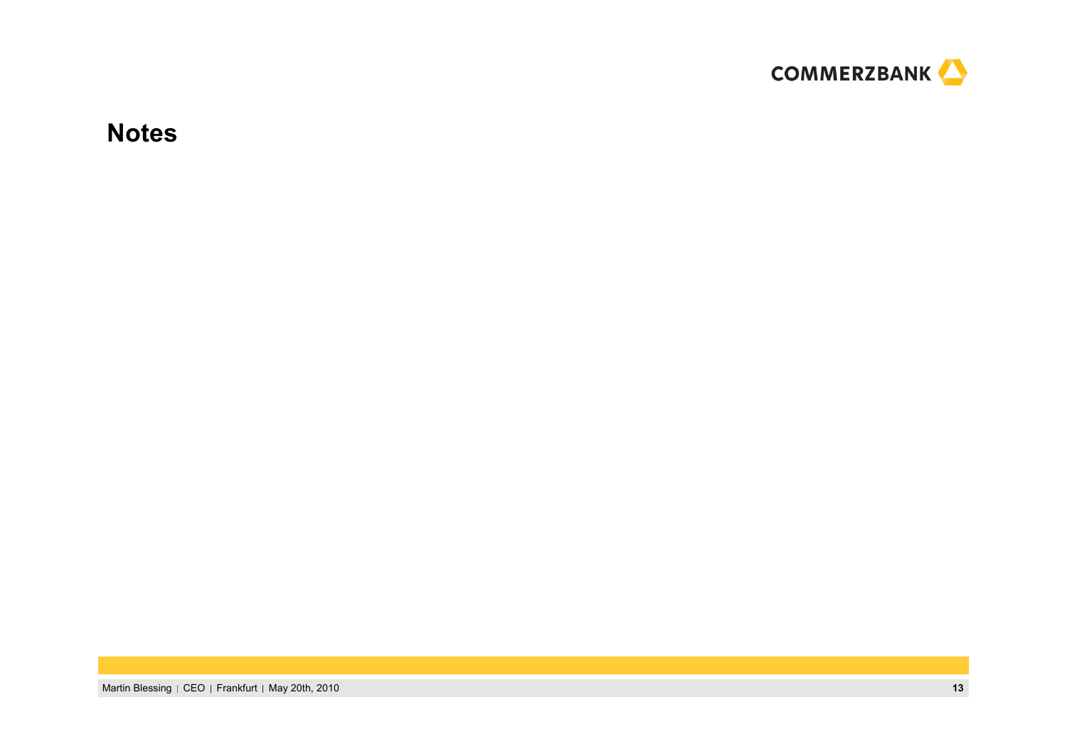## Notes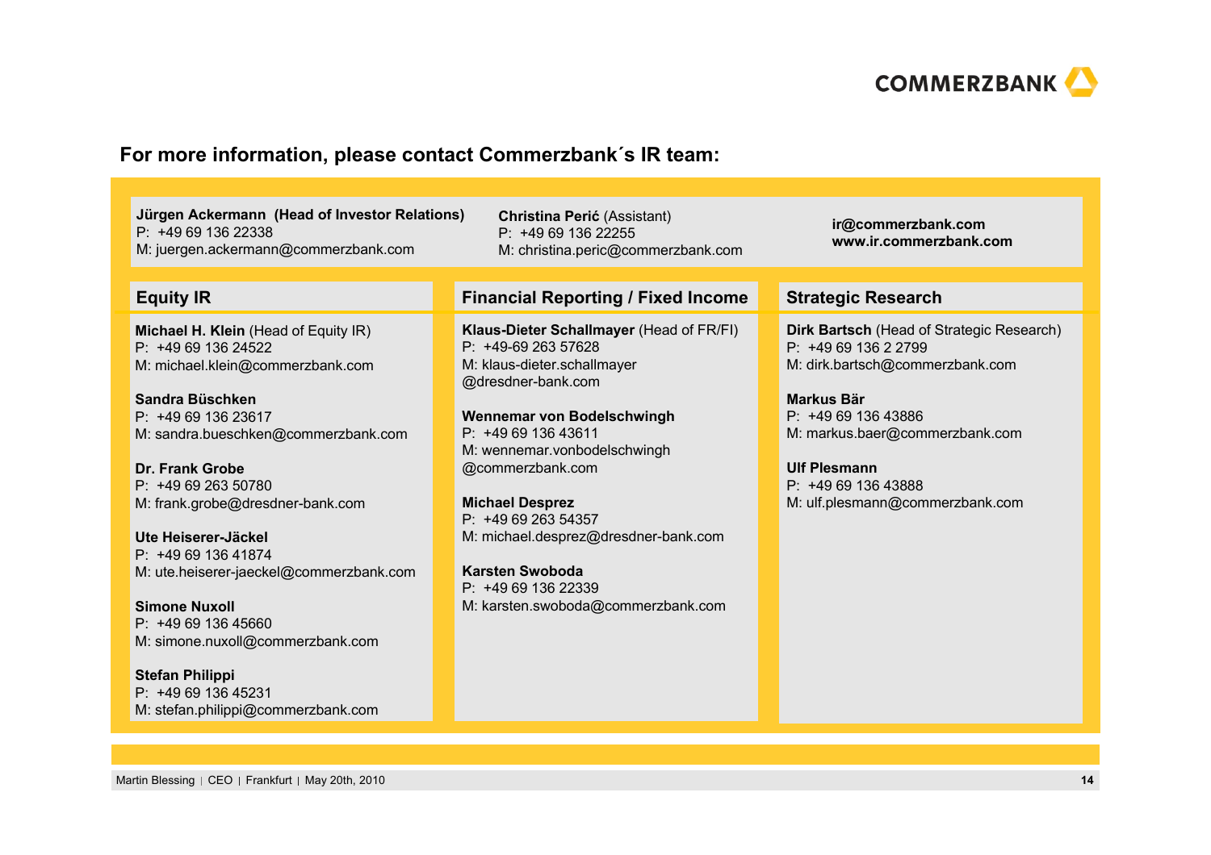## For more information, please contact Commerzbank´s IR team:

**Jürgen Ackermann (Head of Investor Relations)**
P: +49 69 136 22338
M: juergen.ackermann@commerzbank.com

**Christina Perić** (Assistant)
P: +49 69 136 22255
M: christina.peric@commerzbank.com

**ir@commerzbank.com**
**www.ir.commerzbank.com**

### Equity IR

**Michael H. Klein** (Head of Equity IR)
P: +49 69 136 24522
M: michael.klein@commerzbank.com

**Sandra Büschken**
P: +49 69 136 23617
M: sandra.bueschken@commerzbank.com

**Dr. Frank Grobe**
P: +49 69 263 50780
M: frank.grobe@dresdner-bank.com

**Ute Heiserer-Jäckel**
P: +49 69 136 41874
M: ute.heiserer-jaeckel@commerzbank.com

**Simone Nuxoll**
P: +49 69 136 45660
M: simone.nuxoll@commerzbank.com

**Stefan Philippi**
P: +49 69 136 45231
M: stefan.philippi@commerzbank.com

### Financial Reporting / Fixed Income

**Klaus-Dieter Schallmayer** (Head of FR/FI)
P: +49-69 263 57628
M: klaus-dieter.schallmayer@dresdner-bank.com

**Wennemar von Bodelschwingh**
P: +49 69 136 43611
M: wennemar.vonbodelschwingh@commerzbank.com

**Michael Desprez**
P: +49 69 263 54357
M: michael.desprez@dresdner-bank.com

**Karsten Swoboda**
P: +49 69 136 22339
M: karsten.swoboda@commerzbank.com

### Strategic Research

**Dirk Bartsch** (Head of Strategic Research)
P: +49 69 136 2 2799
M: dirk.bartsch@commerzbank.com

**Markus Bär**
P: +49 69 136 43886
M: markus.baer@commerzbank.com

**Ulf Plesmann**
P: +49 69 136 43888
M: ulf.plesmann@commerzbank.com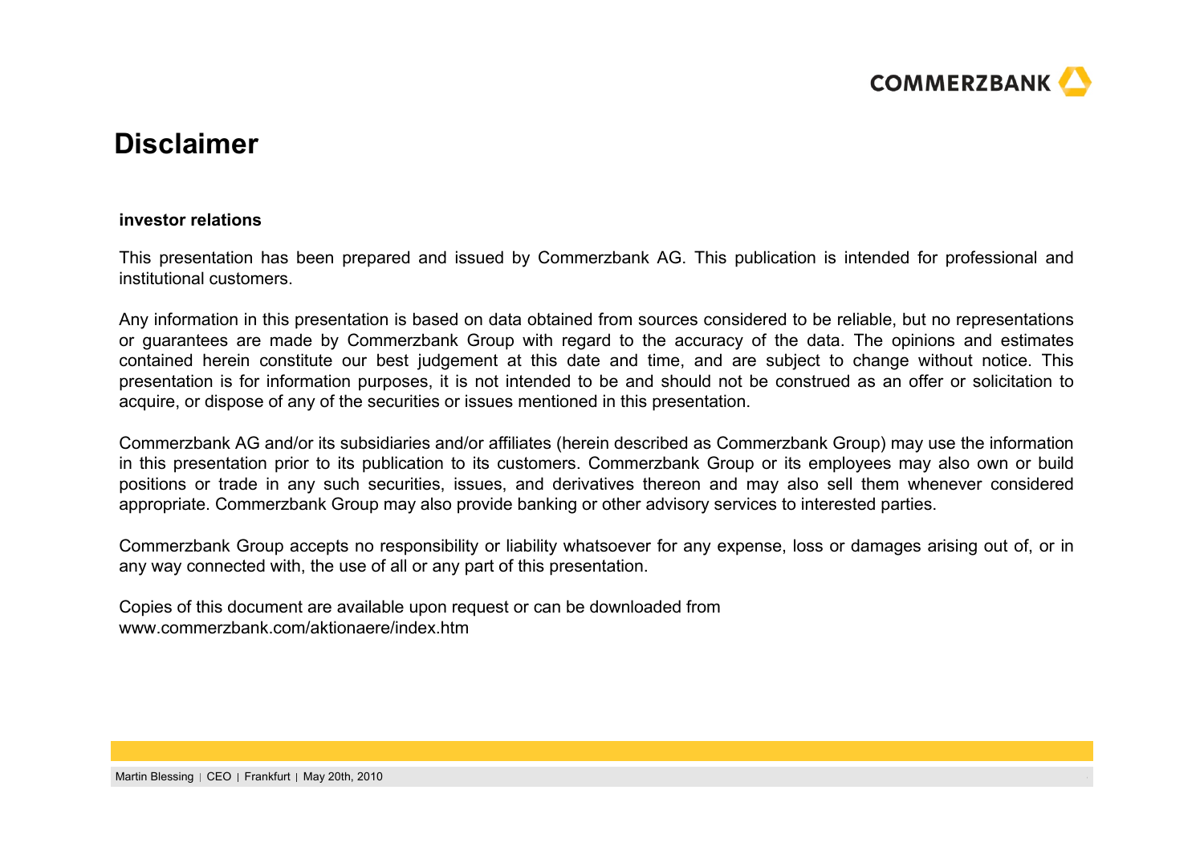# Disclaimer

**investor relations**

This presentation has been prepared and issued by Commerzbank AG. This publication is intended for professional and institutional customers.

Any information in this presentation is based on data obtained from sources considered to be reliable, but no representations or guarantees are made by Commerzbank Group with regard to the accuracy of the data. The opinions and estimates contained herein constitute our best judgement at this date and time, and are subject to change without notice. This presentation is for information purposes, it is not intended to be and should not be construed as an offer or solicitation to acquire, or dispose of any of the securities or issues mentioned in this presentation.

Commerzbank AG and/or its subsidiaries and/or affiliates (herein described as Commerzbank Group) may use the information in this presentation prior to its publication to its customers. Commerzbank Group or its employees may also own or build positions or trade in any such securities, issues, and derivatives thereon and may also sell them whenever considered appropriate. Commerzbank Group may also provide banking or other advisory services to interested parties.

Commerzbank Group accepts no responsibility or liability whatsoever for any expense, loss or damages arising out of, or in any way connected with, the use of all or any part of this presentation.

Copies of this document are available upon request or can be downloaded from
www.commerzbank.com/aktionaere/index.htm